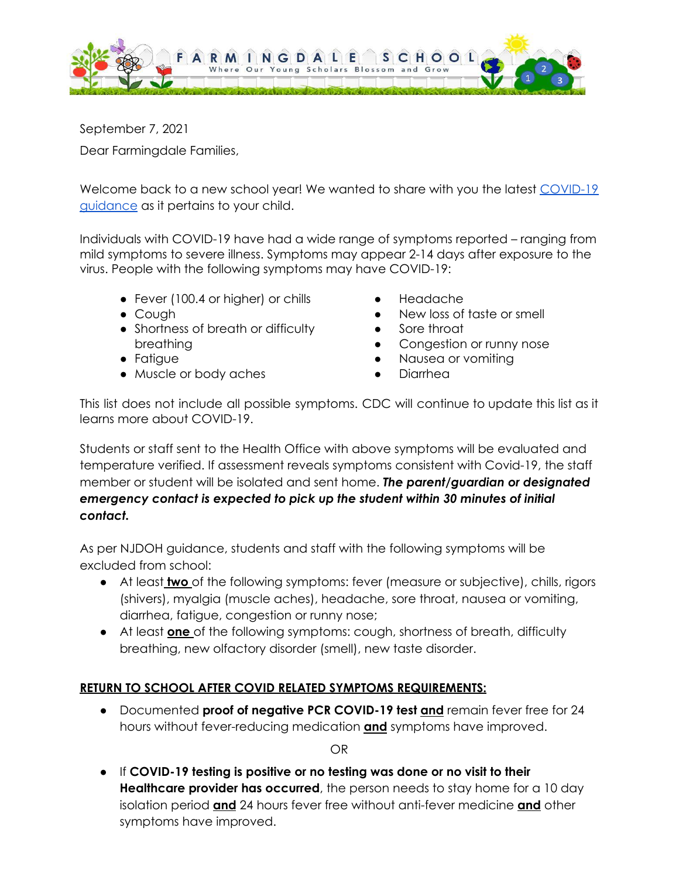# FARMINGDALE SCHOOL

Where Our Young Scholars Blossom and Grow

September 7, 2021

Dear Farmingdale Families,

Welcome back to a new school year! We wanted to share with you the latest COVID-19 guidance as it pertains to your child.

Individuals with COVID-19 have had a wide range of symptoms reported – ranging from mild symptoms to severe illness. Symptoms may appear 2-14 days after exposure to the virus. People with the following symptoms may have COVID-19:

- Fever (100.4 or higher) or chills
- Cough
- Shortness of breath or difficulty breathing
- Fatigue
- Muscle or body aches
- Headache
- New loss of taste or smell
- Sore throat
- Congestion or runny nose
- Nausea or vomiting
- Diarrhea

This list does not include all possible symptoms. CDC will continue to update this list as it learns more about COVID-19.

Students or staff sent to the Health Office with above symptoms will be evaluated and temperature verified. If assessment reveals symptoms consistent with Covid-19, the staff member or student will be isolated and sent home. ***The parent/guardian or designated emergency contact is expected to pick up the student within 30 minutes of initial contact.***

As per NJDOH guidance, students and staff with the following symptoms will be excluded from school:

- At least **two** of the following symptoms: fever (measure or subjective), chills, rigors (shivers), myalgia (muscle aches), headache, sore throat, nausea or vomiting, diarrhea, fatigue, congestion or runny nose;
- At least **one** of the following symptoms: cough, shortness of breath, difficulty breathing, new olfactory disorder (smell), new taste disorder.

**RETURN TO SCHOOL AFTER COVID RELATED SYMPTOMS REQUIREMENTS:**

- Documented **proof of negative PCR COVID-19 test and** remain fever free for 24 hours without fever-reducing medication **and** symptoms have improved.

OR

- If **COVID-19 testing is positive or no testing was done or no visit to their Healthcare provider has occurred**, the person needs to stay home for a 10 day isolation period **and** 24 hours fever free without anti-fever medicine **and** other symptoms have improved.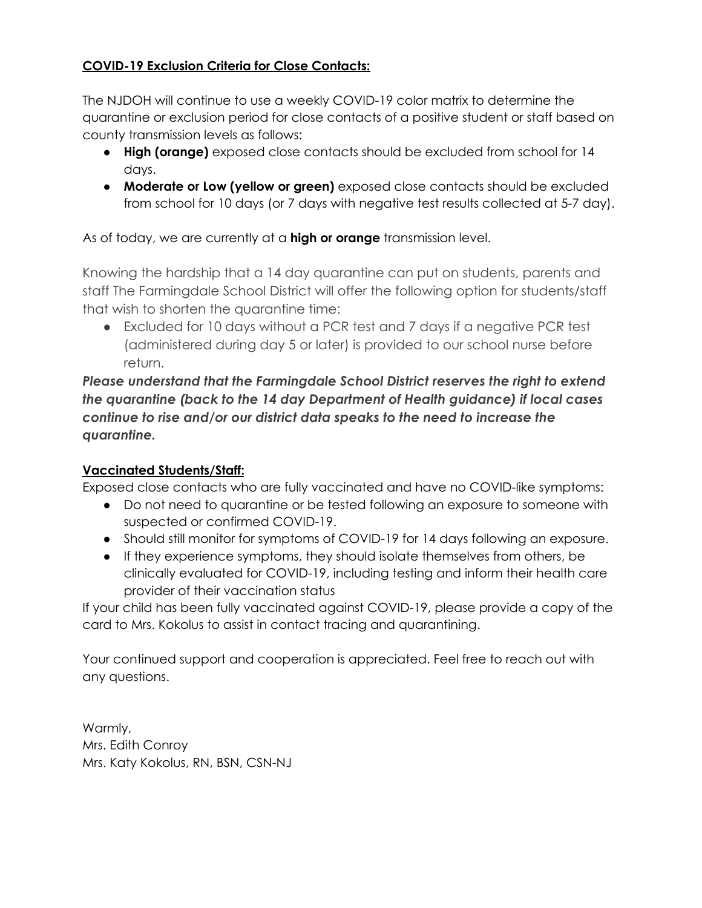**COVID-19 Exclusion Criteria for Close Contacts:**

The NJDOH will continue to use a weekly COVID-19 color matrix to determine the quarantine or exclusion period for close contacts of a positive student or staff based on county transmission levels as follows:

- **High (orange)** exposed close contacts should be excluded from school for 14 days.
- **Moderate or Low (yellow or green)** exposed close contacts should be excluded from school for 10 days (or 7 days with negative test results collected at 5-7 day).

As of today, we are currently at a **high or orange** transmission level.

Knowing the hardship that a 14 day quarantine can put on students, parents and staff The Farmingdale School District will offer the following option for students/staff that wish to shorten the quarantine time:

- Excluded for 10 days without a PCR test and 7 days if a negative PCR test (administered during day 5 or later) is provided to our school nurse before return.

***Please understand that the Farmingdale School District reserves the right to extend the quarantine (back to the 14 day Department of Health guidance) if local cases continue to rise and/or our district data speaks to the need to increase the quarantine.***

**Vaccinated Students/Staff:**

Exposed close contacts who are fully vaccinated and have no COVID-like symptoms:

- Do not need to quarantine or be tested following an exposure to someone with suspected or confirmed COVID-19.
- Should still monitor for symptoms of COVID-19 for 14 days following an exposure.
- If they experience symptoms, they should isolate themselves from others, be clinically evaluated for COVID-19, including testing and inform their health care provider of their vaccination status

If your child has been fully vaccinated against COVID-19, please provide a copy of the card to Mrs. Kokolus to assist in contact tracing and quarantining.

Your continued support and cooperation is appreciated. Feel free to reach out with any questions.

Warmly,
Mrs. Edith Conroy
Mrs. Katy Kokolus, RN, BSN, CSN-NJ